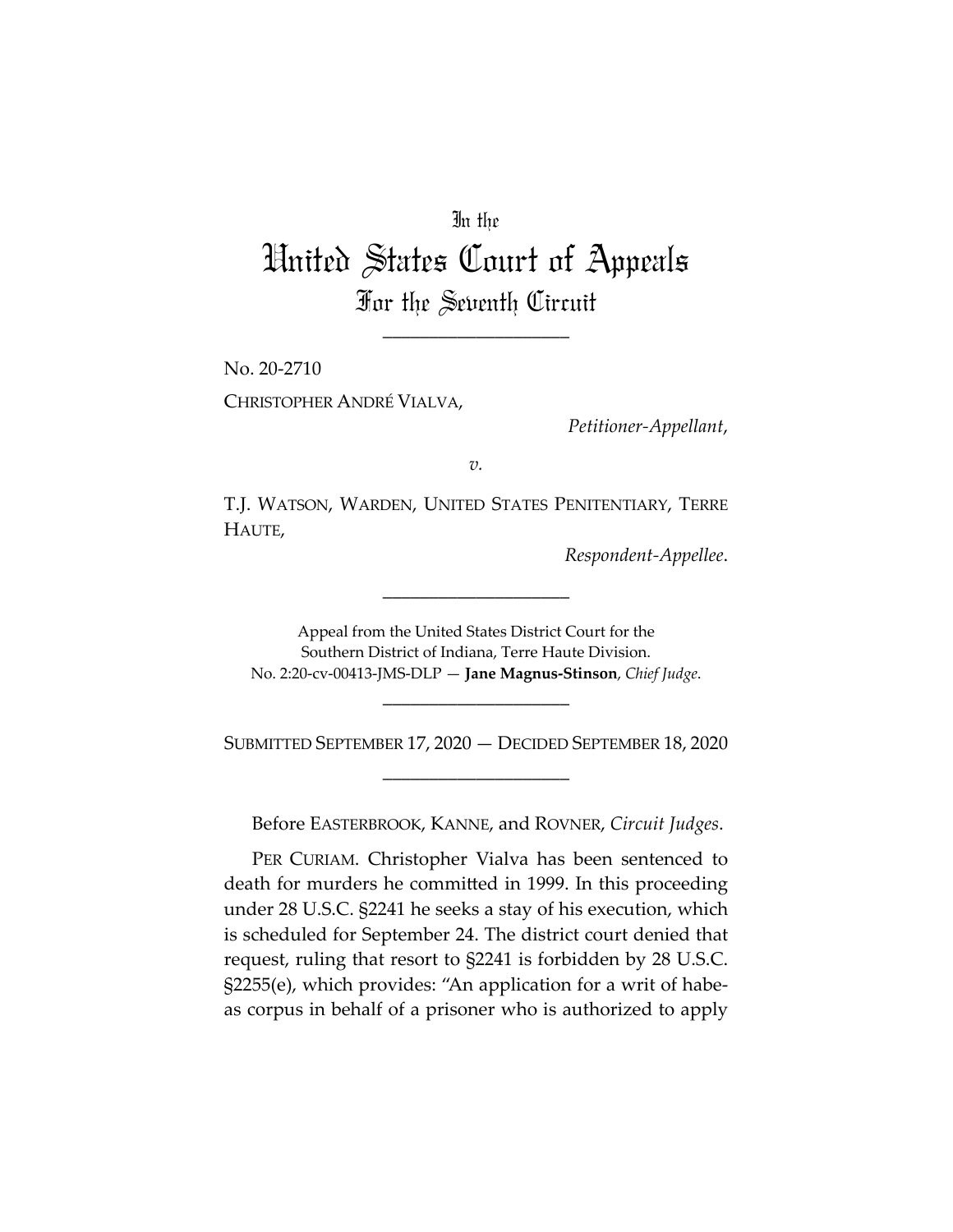In the

# United States Court of Appeals

## For the Seventh Circuit

---

No. 20-2710

CHRISTOPHER ANDRÉ VIALVA,

*Petitioner-Appellant*,

*v.*

T.J. WATSON, WARDEN, UNITED STATES PENITENTIARY, TERRE HAUTE,

*Respondent-Appellee*.

---

Appeal from the United States District Court for the Southern District of Indiana, Terre Haute Division.
No. 2:20-cv-00413-JMS-DLP — **Jane Magnus-Stinson**, *Chief Judge*.

---

SUBMITTED SEPTEMBER 17, 2020 — DECIDED SEPTEMBER 18, 2020

---

Before EASTERBROOK, KANNE, and ROVNER, *Circuit Judges*.

PER CURIAM. Christopher Vialva has been sentenced to death for murders he committed in 1999. In this proceeding under 28 U.S.C. §2241 he seeks a stay of his execution, which is scheduled for September 24. The district court denied that request, ruling that resort to §2241 is forbidden by 28 U.S.C. §2255(e), which provides: "An application for a writ of habeas corpus in behalf of a prisoner who is authorized to apply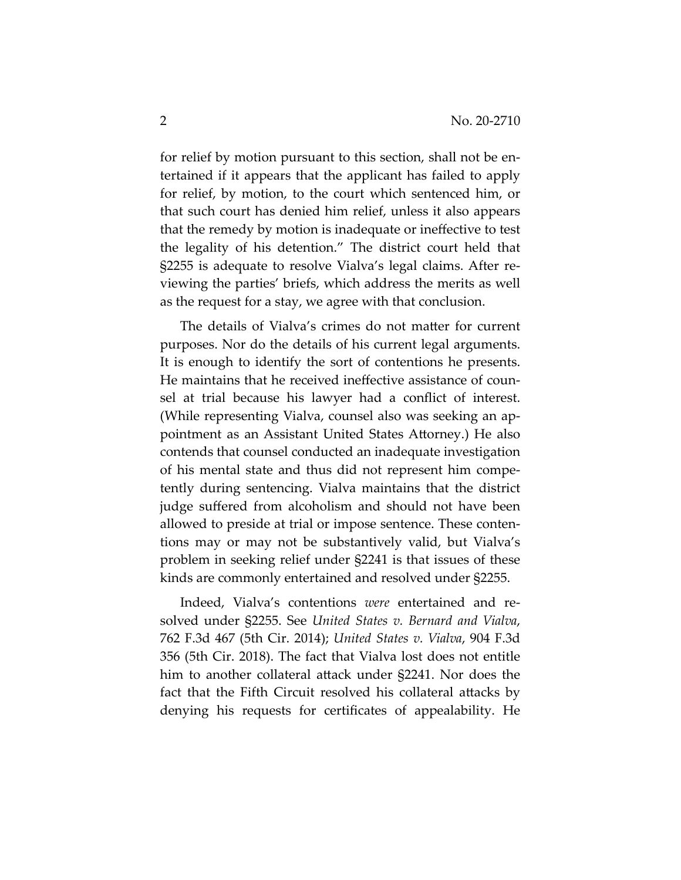for relief by motion pursuant to this section, shall not be entertained if it appears that the applicant has failed to apply for relief, by motion, to the court which sentenced him, or that such court has denied him relief, unless it also appears that the remedy by motion is inadequate or ineffective to test the legality of his detention." The district court held that §2255 is adequate to resolve Vialva's legal claims. After reviewing the parties' briefs, which address the merits as well as the request for a stay, we agree with that conclusion.

The details of Vialva's crimes do not matter for current purposes. Nor do the details of his current legal arguments. It is enough to identify the sort of contentions he presents. He maintains that he received ineffective assistance of counsel at trial because his lawyer had a conflict of interest. (While representing Vialva, counsel also was seeking an appointment as an Assistant United States Attorney.) He also contends that counsel conducted an inadequate investigation of his mental state and thus did not represent him competently during sentencing. Vialva maintains that the district judge suffered from alcoholism and should not have been allowed to preside at trial or impose sentence. These contentions may or may not be substantively valid, but Vialva's problem in seeking relief under §2241 is that issues of these kinds are commonly entertained and resolved under §2255.

Indeed, Vialva's contentions *were* entertained and resolved under §2255. See *United States v. Bernard and Vialva*, 762 F.3d 467 (5th Cir. 2014); *United States v. Vialva*, 904 F.3d 356 (5th Cir. 2018). The fact that Vialva lost does not entitle him to another collateral attack under §2241. Nor does the fact that the Fifth Circuit resolved his collateral attacks by denying his requests for certificates of appealability. He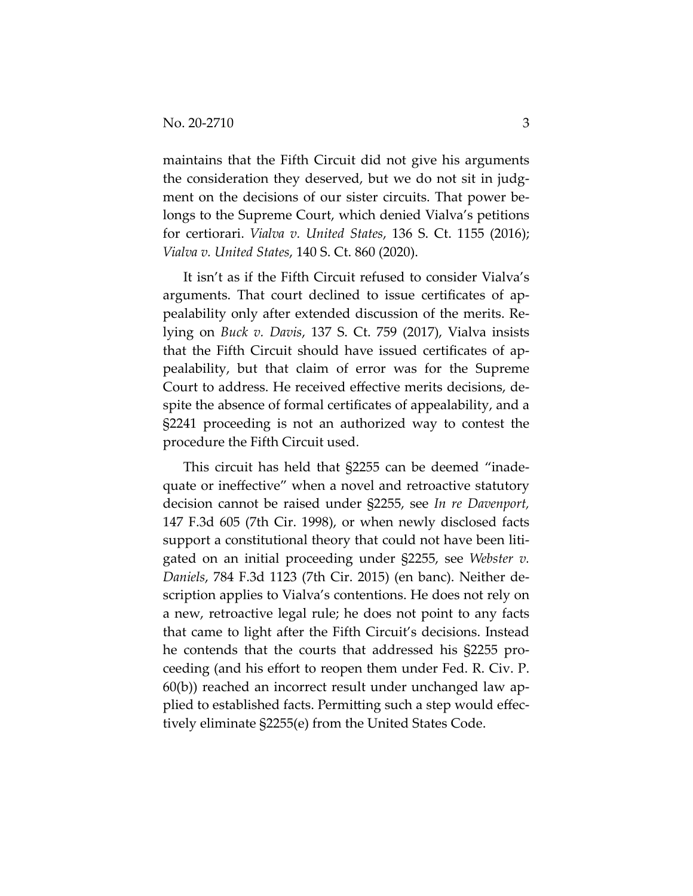maintains that the Fifth Circuit did not give his arguments the consideration they deserved, but we do not sit in judgment on the decisions of our sister circuits. That power belongs to the Supreme Court, which denied Vialva's petitions for certiorari. *Vialva v. United States*, 136 S. Ct. 1155 (2016); *Vialva v. United States*, 140 S. Ct. 860 (2020).

It isn't as if the Fifth Circuit refused to consider Vialva's arguments. That court declined to issue certificates of appealability only after extended discussion of the merits. Relying on *Buck v. Davis*, 137 S. Ct. 759 (2017), Vialva insists that the Fifth Circuit should have issued certificates of appealability, but that claim of error was for the Supreme Court to address. He received effective merits decisions, despite the absence of formal certificates of appealability, and a §2241 proceeding is not an authorized way to contest the procedure the Fifth Circuit used.

This circuit has held that §2255 can be deemed "inadequate or ineffective" when a novel and retroactive statutory decision cannot be raised under §2255, see *In re Davenport,* 147 F.3d 605 (7th Cir. 1998), or when newly disclosed facts support a constitutional theory that could not have been litigated on an initial proceeding under §2255, see *Webster v. Daniels*, 784 F.3d 1123 (7th Cir. 2015) (en banc). Neither description applies to Vialva's contentions. He does not rely on a new, retroactive legal rule; he does not point to any facts that came to light after the Fifth Circuit's decisions. Instead he contends that the courts that addressed his §2255 proceeding (and his effort to reopen them under Fed. R. Civ. P. 60(b)) reached an incorrect result under unchanged law applied to established facts. Permitting such a step would effectively eliminate §2255(e) from the United States Code.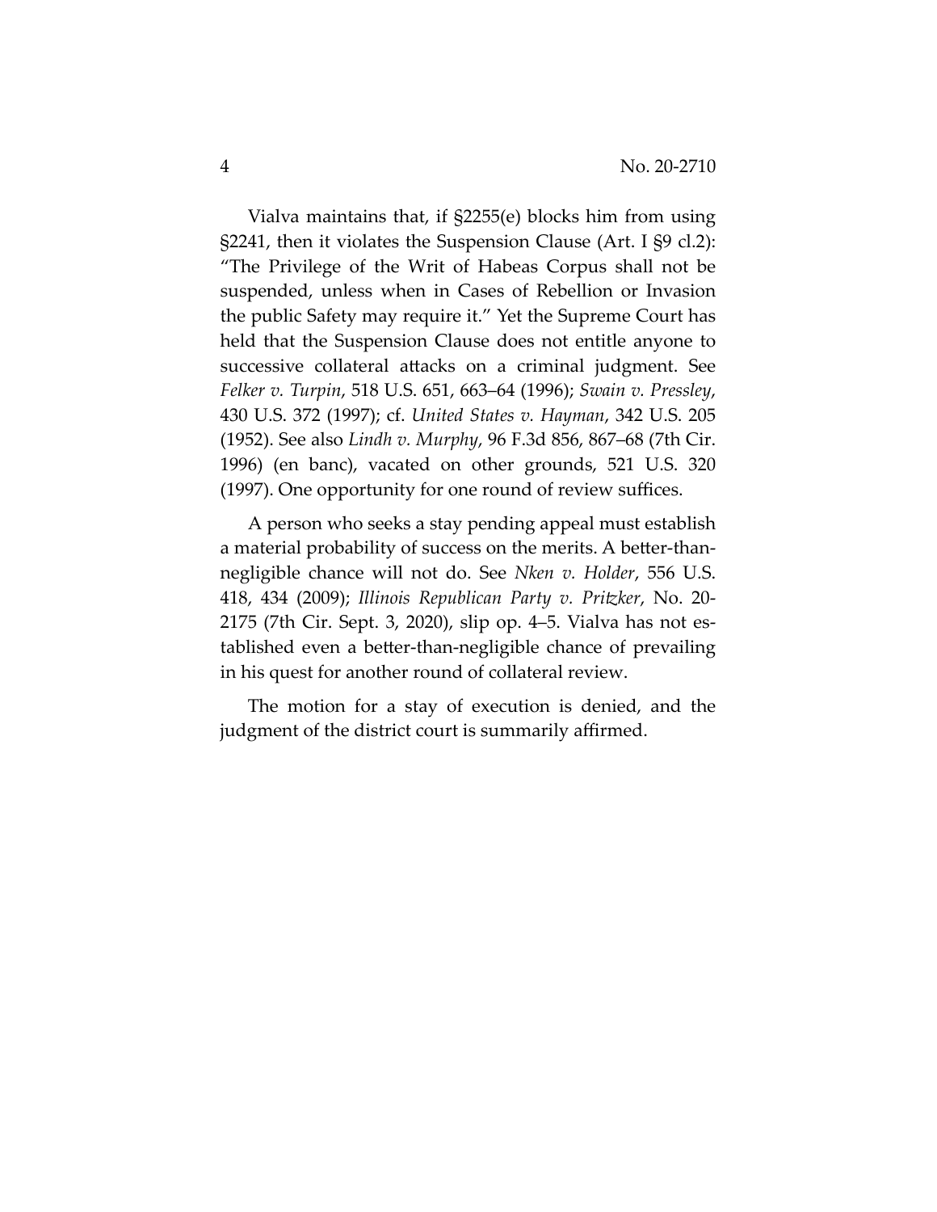Vialva maintains that, if §2255(e) blocks him from using §2241, then it violates the Suspension Clause (Art. I §9 cl.2): "The Privilege of the Writ of Habeas Corpus shall not be suspended, unless when in Cases of Rebellion or Invasion the public Safety may require it." Yet the Supreme Court has held that the Suspension Clause does not entitle anyone to successive collateral attacks on a criminal judgment. See *Felker v. Turpin*, 518 U.S. 651, 663–64 (1996); *Swain v. Pressley*, 430 U.S. 372 (1997); cf. *United States v. Hayman*, 342 U.S. 205 (1952). See also *Lindh v. Murphy*, 96 F.3d 856, 867–68 (7th Cir. 1996) (en banc), vacated on other grounds, 521 U.S. 320 (1997). One opportunity for one round of review suffices.

A person who seeks a stay pending appeal must establish a material probability of success on the merits. A better-than-negligible chance will not do. See *Nken v. Holder*, 556 U.S. 418, 434 (2009); *Illinois Republican Party v. Pritzker*, No. 20-2175 (7th Cir. Sept. 3, 2020), slip op. 4–5. Vialva has not established even a better-than-negligible chance of prevailing in his quest for another round of collateral review.

The motion for a stay of execution is denied, and the judgment of the district court is summarily affirmed.